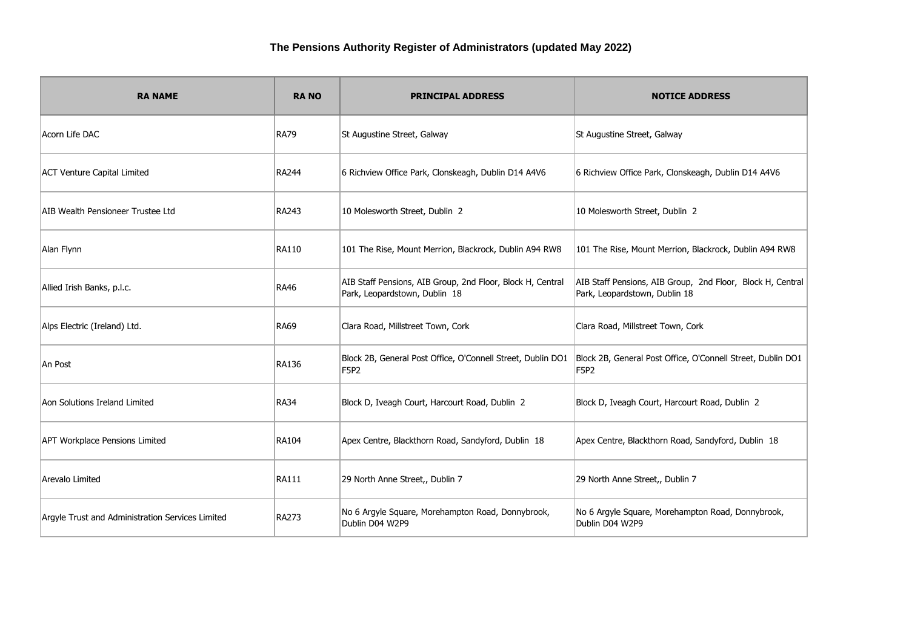# The Pensions Authority Register of Administrators (updated May 2022)

| RA NAME | RA NO | PRINCIPAL ADDRESS | NOTICE ADDRESS |
|---|---|---|---|
| Acorn Life DAC | RA79 | St Augustine Street, Galway | St Augustine Street, Galway |
| ACT Venture Capital Limited | RA244 | 6 Richview Office Park, Clonskeagh, Dublin D14 A4V6 | 6 Richview Office Park, Clonskeagh, Dublin D14 A4V6 |
| AIB Wealth Pensioneer Trustee Ltd | RA243 | 10 Molesworth Street, Dublin 2 | 10 Molesworth Street, Dublin 2 |
| Alan Flynn | RA110 | 101 The Rise, Mount Merrion, Blackrock, Dublin A94 RW8 | 101 The Rise, Mount Merrion, Blackrock, Dublin A94 RW8 |
| Allied Irish Banks, p.l.c. | RA46 | AIB Staff Pensions, AIB Group, 2nd Floor, Block H, Central Park, Leopardstown, Dublin 18 | AIB Staff Pensions, AIB Group, 2nd Floor, Block H, Central Park, Leopardstown, Dublin 18 |
| Alps Electric (Ireland) Ltd. | RA69 | Clara Road, Millstreet Town, Cork | Clara Road, Millstreet Town, Cork |
| An Post | RA136 | Block 2B, General Post Office, O'Connell Street, Dublin DO1 F5P2 | Block 2B, General Post Office, O'Connell Street, Dublin DO1 F5P2 |
| Aon Solutions Ireland Limited | RA34 | Block D, Iveagh Court, Harcourt Road, Dublin 2 | Block D, Iveagh Court, Harcourt Road, Dublin 2 |
| APT Workplace Pensions Limited | RA104 | Apex Centre, Blackthorn Road, Sandyford, Dublin 18 | Apex Centre, Blackthorn Road, Sandyford, Dublin 18 |
| Arevalo Limited | RA111 | 29 North Anne Street,, Dublin 7 | 29 North Anne Street,, Dublin 7 |
| Argyle Trust and Administration Services Limited | RA273 | No 6 Argyle Square, Morehampton Road, Donnybrook, Dublin D04 W2P9 | No 6 Argyle Square, Morehampton Road, Donnybrook, Dublin D04 W2P9 |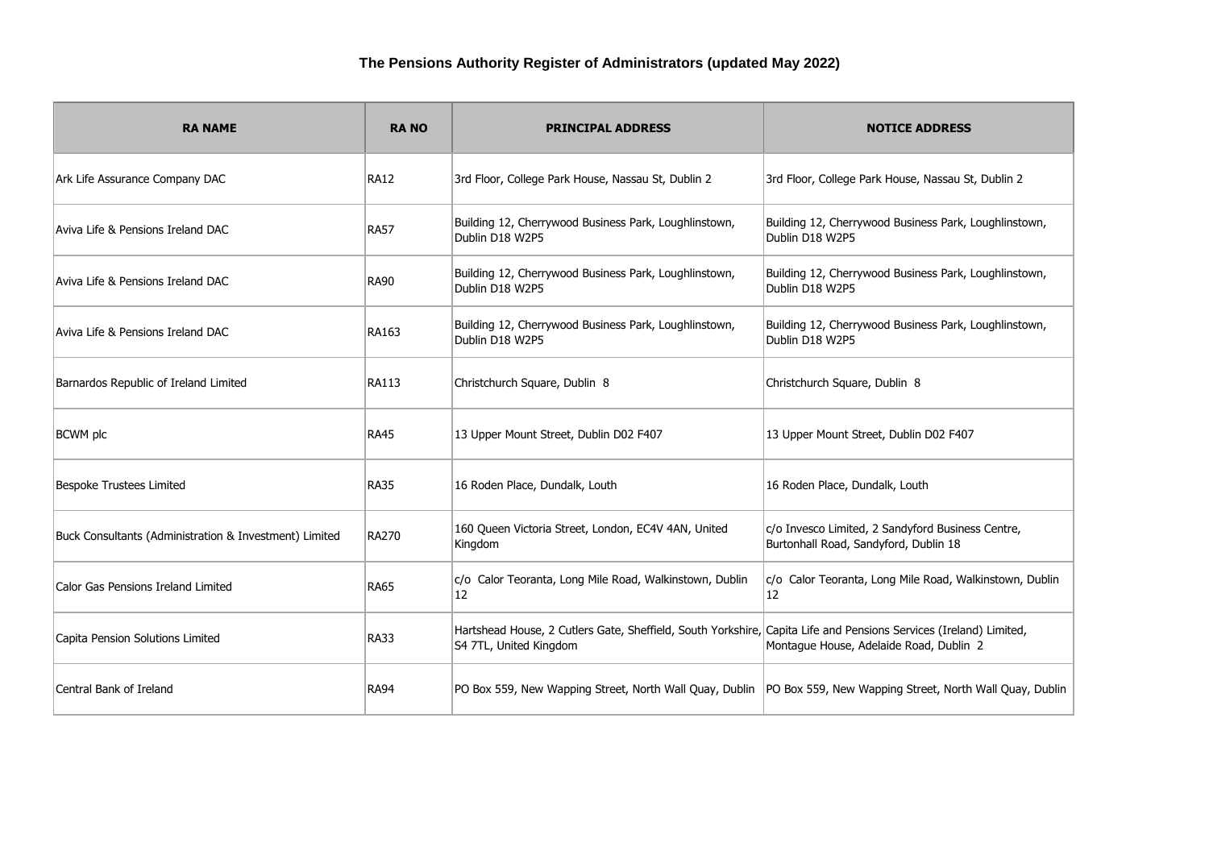### The Pensions Authority Register of Administrators (updated May 2022)

| RA NAME | RA NO | PRINCIPAL ADDRESS | NOTICE ADDRESS |
|---|---|---|---|
| Ark Life Assurance Company DAC | RA12 | 3rd Floor, College Park House, Nassau St, Dublin 2 | 3rd Floor, College Park House, Nassau St, Dublin 2 |
| Aviva Life & Pensions Ireland DAC | RA57 | Building 12, Cherrywood Business Park, Loughlinstown, Dublin D18 W2P5 | Building 12, Cherrywood Business Park, Loughlinstown, Dublin D18 W2P5 |
| Aviva Life & Pensions Ireland DAC | RA90 | Building 12, Cherrywood Business Park, Loughlinstown, Dublin D18 W2P5 | Building 12, Cherrywood Business Park, Loughlinstown, Dublin D18 W2P5 |
| Aviva Life & Pensions Ireland DAC | RA163 | Building 12, Cherrywood Business Park, Loughlinstown, Dublin D18 W2P5 | Building 12, Cherrywood Business Park, Loughlinstown, Dublin D18 W2P5 |
| Barnardos Republic of Ireland Limited | RA113 | Christchurch Square, Dublin 8 | Christchurch Square, Dublin 8 |
| BCWM plc | RA45 | 13 Upper Mount Street, Dublin D02 F407 | 13 Upper Mount Street, Dublin D02 F407 |
| Bespoke Trustees Limited | RA35 | 16 Roden Place, Dundalk, Louth | 16 Roden Place, Dundalk, Louth |
| Buck Consultants (Administration & Investment) Limited | RA270 | 160 Queen Victoria Street, London, EC4V 4AN, United Kingdom | c/o Invesco Limited, 2 Sandyford Business Centre, Burtonhall Road, Sandyford, Dublin 18 |
| Calor Gas Pensions Ireland Limited | RA65 | c/o Calor Teoranta, Long Mile Road, Walkinstown, Dublin 12 | c/o Calor Teoranta, Long Mile Road, Walkinstown, Dublin 12 |
| Capita Pension Solutions Limited | RA33 | Hartshead House, 2 Cutlers Gate, Sheffield, South Yorkshire, S4 7TL, United Kingdom | Capita Life and Pensions Services (Ireland) Limited, Montague House, Adelaide Road, Dublin 2 |
| Central Bank of Ireland | RA94 | PO Box 559, New Wapping Street, North Wall Quay, Dublin | PO Box 559, New Wapping Street, North Wall Quay, Dublin |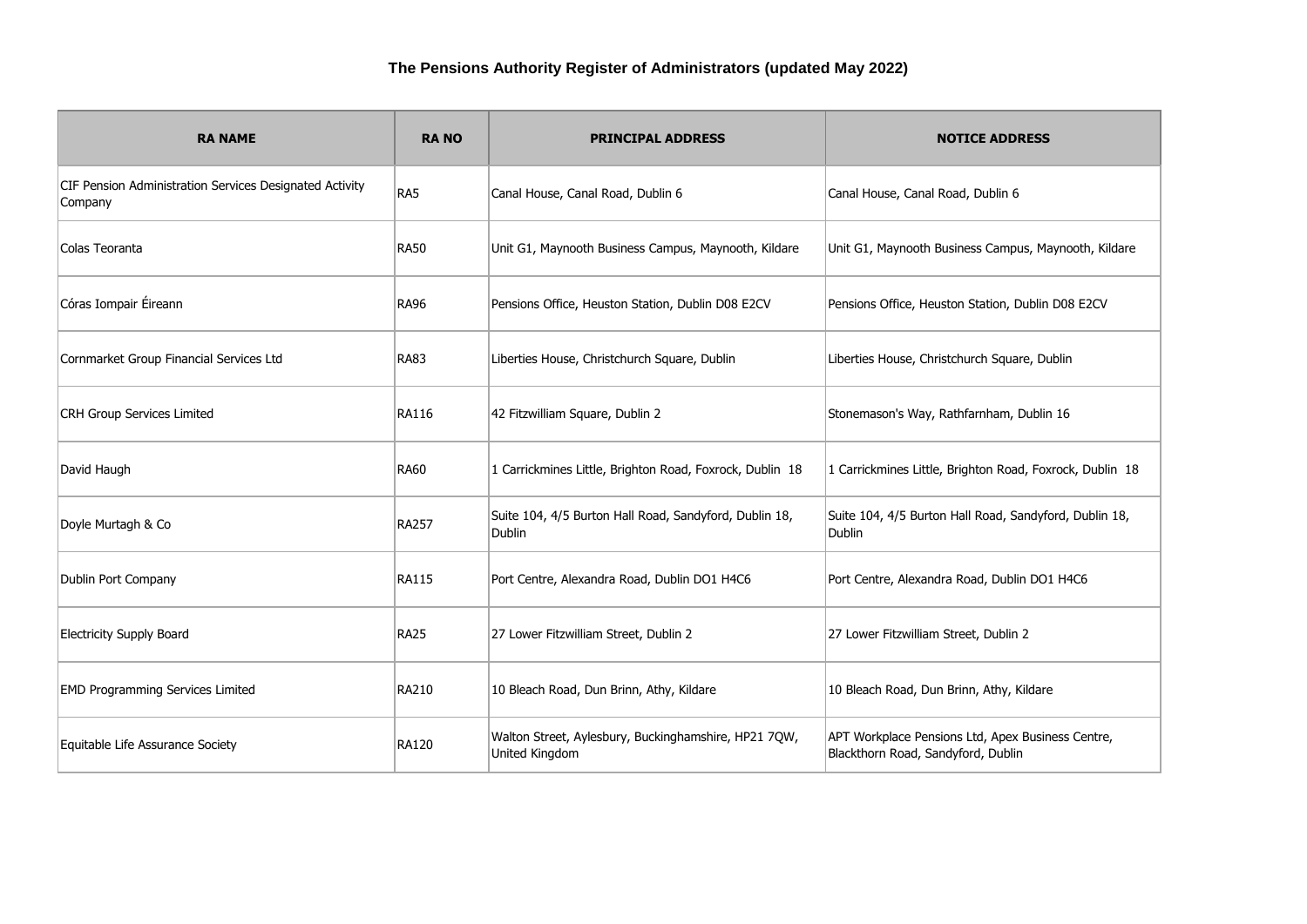**The Pensions Authority Register of Administrators (updated May 2022)**

| RA NAME | RA NO | PRINCIPAL ADDRESS | NOTICE ADDRESS |
|---|---|---|---|
| CIF Pension Administration Services Designated Activity Company | RA5 | Canal House, Canal Road, Dublin 6 | Canal House, Canal Road, Dublin 6 |
| Colas Teoranta | RA50 | Unit G1, Maynooth Business Campus, Maynooth, Kildare | Unit G1, Maynooth Business Campus, Maynooth, Kildare |
| Córas Iompair Éireann | RA96 | Pensions Office, Heuston Station, Dublin D08 E2CV | Pensions Office, Heuston Station, Dublin D08 E2CV |
| Cornmarket Group Financial Services Ltd | RA83 | Liberties House, Christchurch Square, Dublin | Liberties House, Christchurch Square, Dublin |
| CRH Group Services Limited | RA116 | 42 Fitzwilliam Square, Dublin 2 | Stonemason's Way, Rathfarnham, Dublin 16 |
| David Haugh | RA60 | 1 Carrickmines Little, Brighton Road, Foxrock, Dublin 18 | 1 Carrickmines Little, Brighton Road, Foxrock, Dublin 18 |
| Doyle Murtagh & Co | RA257 | Suite 104, 4/5 Burton Hall Road, Sandyford, Dublin 18, Dublin | Suite 104, 4/5 Burton Hall Road, Sandyford, Dublin 18, Dublin |
| Dublin Port Company | RA115 | Port Centre, Alexandra Road, Dublin DO1 H4C6 | Port Centre, Alexandra Road, Dublin DO1 H4C6 |
| Electricity Supply Board | RA25 | 27 Lower Fitzwilliam Street, Dublin 2 | 27 Lower Fitzwilliam Street, Dublin 2 |
| EMD Programming Services Limited | RA210 | 10 Bleach Road, Dun Brinn, Athy, Kildare | 10 Bleach Road, Dun Brinn, Athy, Kildare |
| Equitable Life Assurance Society | RA120 | Walton Street, Aylesbury, Buckinghamshire, HP21 7QW, United Kingdom | APT Workplace Pensions Ltd, Apex Business Centre, Blackthorn Road, Sandyford, Dublin |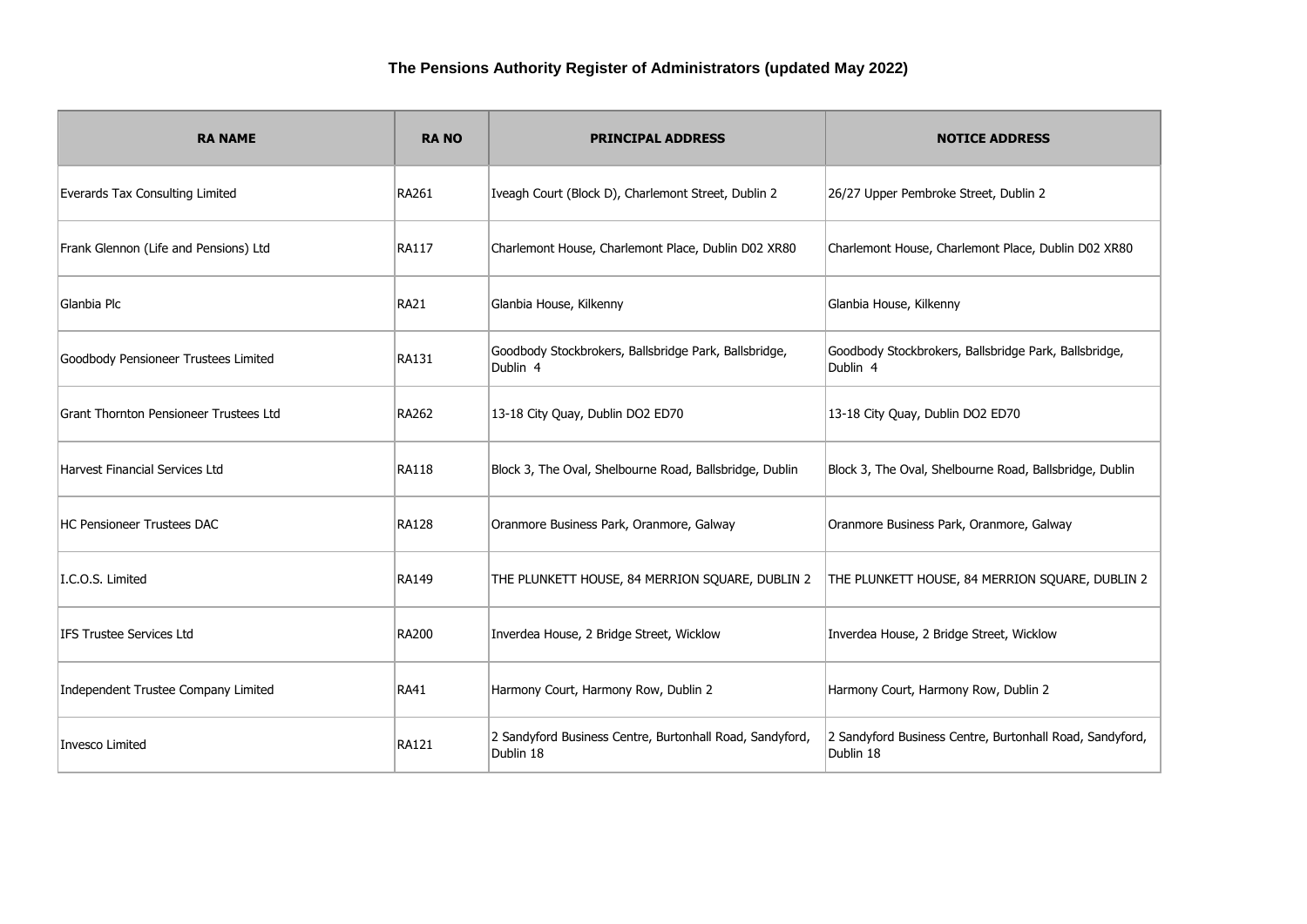**The Pensions Authority Register of Administrators (updated May 2022)**

| RA NAME | RA NO | PRINCIPAL ADDRESS | NOTICE ADDRESS |
|---|---|---|---|
| Everards Tax Consulting Limited | RA261 | Iveagh Court (Block D), Charlemont Street, Dublin 2 | 26/27 Upper Pembroke Street, Dublin 2 |
| Frank Glennon (Life and Pensions) Ltd | RA117 | Charlemont House, Charlemont Place, Dublin D02 XR80 | Charlemont House, Charlemont Place, Dublin D02 XR80 |
| Glanbia Plc | RA21 | Glanbia House, Kilkenny | Glanbia House, Kilkenny |
| Goodbody Pensioneer Trustees Limited | RA131 | Goodbody Stockbrokers, Ballsbridge Park, Ballsbridge, Dublin 4 | Goodbody Stockbrokers, Ballsbridge Park, Ballsbridge, Dublin 4 |
| Grant Thornton Pensioneer Trustees Ltd | RA262 | 13-18 City Quay, Dublin DO2 ED70 | 13-18 City Quay, Dublin DO2 ED70 |
| Harvest Financial Services Ltd | RA118 | Block 3, The Oval, Shelbourne Road, Ballsbridge, Dublin | Block 3, The Oval, Shelbourne Road, Ballsbridge, Dublin |
| HC Pensioneer Trustees DAC | RA128 | Oranmore Business Park, Oranmore, Galway | Oranmore Business Park, Oranmore, Galway |
| I.C.O.S. Limited | RA149 | THE PLUNKETT HOUSE, 84 MERRION SQUARE, DUBLIN 2 | THE PLUNKETT HOUSE, 84 MERRION SQUARE, DUBLIN 2 |
| IFS Trustee Services Ltd | RA200 | Inverdea House, 2 Bridge Street, Wicklow | Inverdea House, 2 Bridge Street, Wicklow |
| Independent Trustee Company Limited | RA41 | Harmony Court, Harmony Row, Dublin 2 | Harmony Court, Harmony Row, Dublin 2 |
| Invesco Limited | RA121 | 2 Sandyford Business Centre, Burtonhall Road, Sandyford, Dublin 18 | 2 Sandyford Business Centre, Burtonhall Road, Sandyford, Dublin 18 |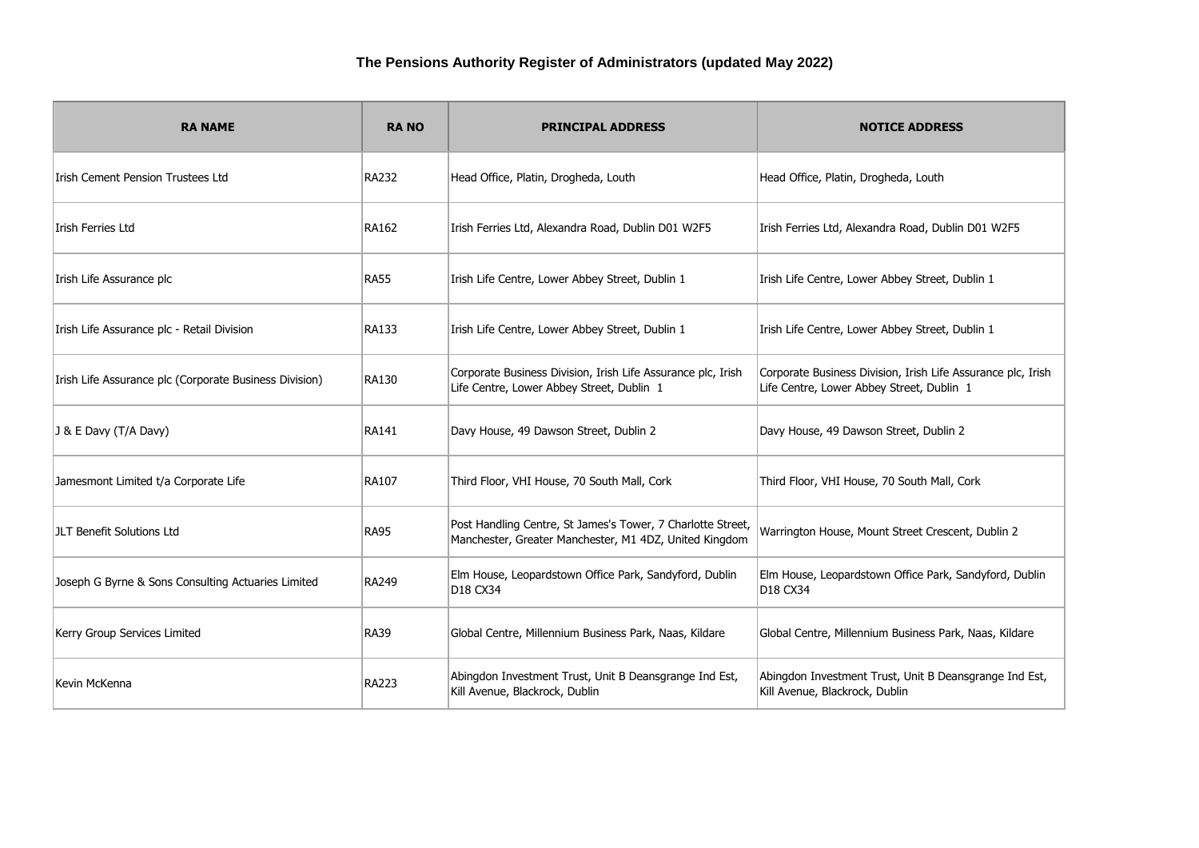## The Pensions Authority Register of Administrators (updated May 2022)

| RA NAME | RA NO | PRINCIPAL ADDRESS | NOTICE ADDRESS |
|---|---|---|---|
| Irish Cement Pension Trustees Ltd | RA232 | Head Office, Platin, Drogheda, Louth | Head Office, Platin, Drogheda, Louth |
| Irish Ferries Ltd | RA162 | Irish Ferries Ltd, Alexandra Road, Dublin D01 W2F5 | Irish Ferries Ltd, Alexandra Road, Dublin D01 W2F5 |
| Irish Life Assurance plc | RA55 | Irish Life Centre, Lower Abbey Street, Dublin 1 | Irish Life Centre, Lower Abbey Street, Dublin 1 |
| Irish Life Assurance plc - Retail Division | RA133 | Irish Life Centre, Lower Abbey Street, Dublin 1 | Irish Life Centre, Lower Abbey Street, Dublin 1 |
| Irish Life Assurance plc (Corporate Business Division) | RA130 | Corporate Business Division, Irish Life Assurance plc, Irish Life Centre, Lower Abbey Street, Dublin 1 | Corporate Business Division, Irish Life Assurance plc, Irish Life Centre, Lower Abbey Street, Dublin 1 |
| J & E Davy (T/A Davy) | RA141 | Davy House, 49 Dawson Street, Dublin 2 | Davy House, 49 Dawson Street, Dublin 2 |
| Jamesmont Limited t/a Corporate Life | RA107 | Third Floor, VHI House, 70 South Mall, Cork | Third Floor, VHI House, 70 South Mall, Cork |
| JLT Benefit Solutions Ltd | RA95 | Post Handling Centre, St James's Tower, 7 Charlotte Street, Manchester, Greater Manchester, M1 4DZ, United Kingdom | Warrington House, Mount Street Crescent, Dublin 2 |
| Joseph G Byrne & Sons Consulting Actuaries Limited | RA249 | Elm House, Leopardstown Office Park, Sandyford, Dublin D18 CX34 | Elm House, Leopardstown Office Park, Sandyford, Dublin D18 CX34 |
| Kerry Group Services Limited | RA39 | Global Centre, Millennium Business Park, Naas, Kildare | Global Centre, Millennium Business Park, Naas, Kildare |
| Kevin McKenna | RA223 | Abingdon Investment Trust, Unit B Deansgrange Ind Est, Kill Avenue, Blackrock, Dublin | Abingdon Investment Trust, Unit B Deansgrange Ind Est, Kill Avenue, Blackrock, Dublin |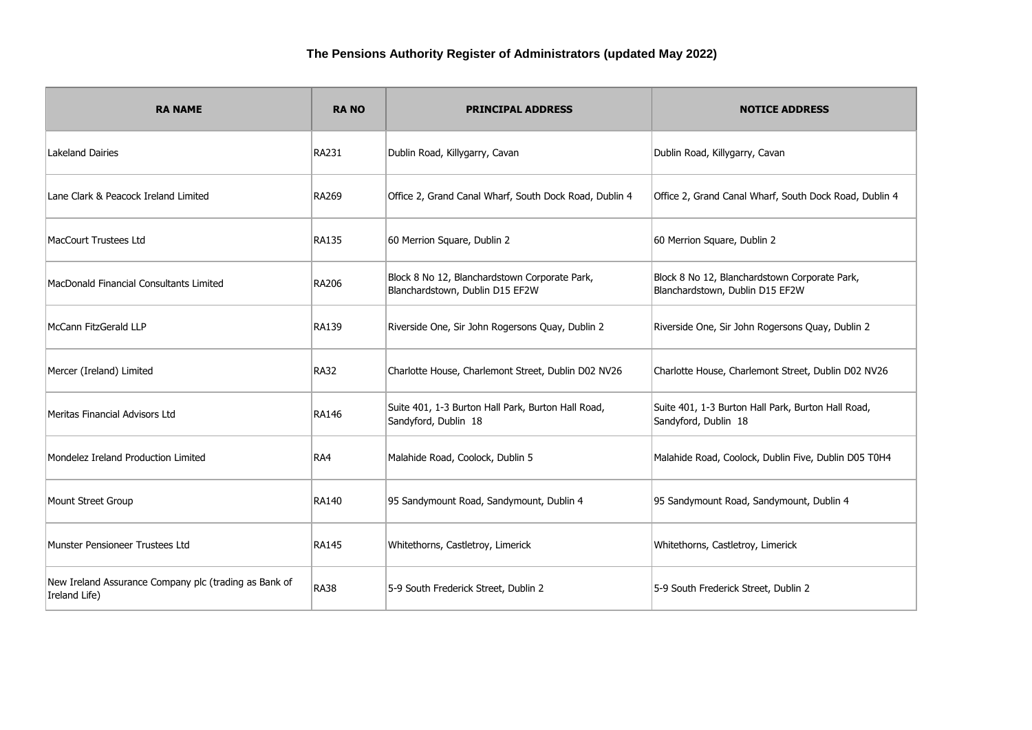# The Pensions Authority Register of Administrators (updated May 2022)

| RA NAME | RA NO | PRINCIPAL ADDRESS | NOTICE ADDRESS |
| --- | --- | --- | --- |
| Lakeland Dairies | RA231 | Dublin Road, Killygarry, Cavan | Dublin Road, Killygarry, Cavan |
| Lane Clark & Peacock Ireland Limited | RA269 | Office 2, Grand Canal Wharf, South Dock Road, Dublin 4 | Office 2, Grand Canal Wharf, South Dock Road, Dublin 4 |
| MacCourt Trustees Ltd | RA135 | 60 Merrion Square, Dublin 2 | 60 Merrion Square, Dublin 2 |
| MacDonald Financial Consultants Limited | RA206 | Block 8 No 12, Blanchardstown Corporate Park, Blanchardstown, Dublin D15 EF2W | Block 8 No 12, Blanchardstown Corporate Park, Blanchardstown, Dublin D15 EF2W |
| McCann FitzGerald LLP | RA139 | Riverside One, Sir John Rogersons Quay, Dublin 2 | Riverside One, Sir John Rogersons Quay, Dublin 2 |
| Mercer (Ireland) Limited | RA32 | Charlotte House, Charlemont Street, Dublin D02 NV26 | Charlotte House, Charlemont Street, Dublin D02 NV26 |
| Meritas Financial Advisors Ltd | RA146 | Suite 401, 1-3 Burton Hall Park, Burton Hall Road, Sandyford, Dublin 18 | Suite 401, 1-3 Burton Hall Park, Burton Hall Road, Sandyford, Dublin 18 |
| Mondelez Ireland Production Limited | RA4 | Malahide Road, Coolock, Dublin 5 | Malahide Road, Coolock, Dublin Five, Dublin D05 T0H4 |
| Mount Street Group | RA140 | 95 Sandymount Road, Sandymount, Dublin 4 | 95 Sandymount Road, Sandymount, Dublin 4 |
| Munster Pensioneer Trustees Ltd | RA145 | Whitethorns, Castletroy, Limerick | Whitethorns, Castletroy, Limerick |
| New Ireland Assurance Company plc (trading as Bank of Ireland Life) | RA38 | 5-9 South Frederick Street, Dublin 2 | 5-9 South Frederick Street, Dublin 2 |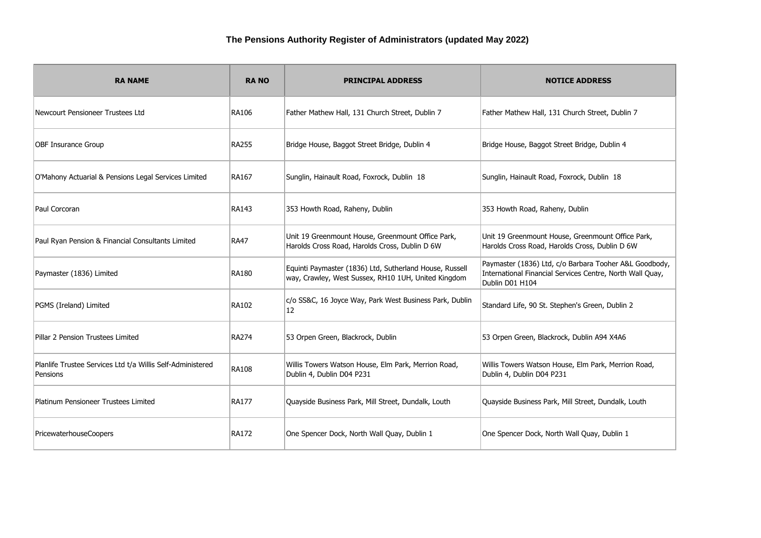# The Pensions Authority Register of Administrators (updated May 2022)

| RA NAME | RA NO | PRINCIPAL ADDRESS | NOTICE ADDRESS |
|---|---|---|---|
| Newcourt Pensioneer Trustees Ltd | RA106 | Father Mathew Hall, 131 Church Street, Dublin 7 | Father Mathew Hall, 131 Church Street, Dublin 7 |
| OBF Insurance Group | RA255 | Bridge House, Baggot Street Bridge, Dublin 4 | Bridge House, Baggot Street Bridge, Dublin 4 |
| O'Mahony Actuarial & Pensions Legal Services Limited | RA167 | Sunglin, Hainault Road, Foxrock, Dublin 18 | Sunglin, Hainault Road, Foxrock, Dublin 18 |
| Paul Corcoran | RA143 | 353 Howth Road, Raheny, Dublin | 353 Howth Road, Raheny, Dublin |
| Paul Ryan Pension & Financial Consultants Limited | RA47 | Unit 19 Greenmount House, Greenmount Office Park, Harolds Cross Road, Harolds Cross, Dublin D 6W | Unit 19 Greenmount House, Greenmount Office Park, Harolds Cross Road, Harolds Cross, Dublin D 6W |
| Paymaster (1836) Limited | RA180 | Equinti Paymaster (1836) Ltd, Sutherland House, Russell way, Crawley, West Sussex, RH10 1UH, United Kingdom | Paymaster (1836) Ltd, c/o Barbara Tooher A&L Goodbody, International Financial Services Centre, North Wall Quay, Dublin D01 H104 |
| PGMS (Ireland) Limited | RA102 | c/o SS&C, 16 Joyce Way, Park West Business Park, Dublin 12 | Standard Life, 90 St. Stephen's Green, Dublin 2 |
| Pillar 2 Pension Trustees Limited | RA274 | 53 Orpen Green, Blackrock, Dublin | 53 Orpen Green, Blackrock, Dublin A94 X4A6 |
| Planlife Trustee Services Ltd t/a Willis Self-Administered Pensions | RA108 | Willis Towers Watson House, Elm Park, Merrion Road, Dublin 4, Dublin D04 P231 | Willis Towers Watson House, Elm Park, Merrion Road, Dublin 4, Dublin D04 P231 |
| Platinum Pensioneer Trustees Limited | RA177 | Quayside Business Park, Mill Street, Dundalk, Louth | Quayside Business Park, Mill Street, Dundalk, Louth |
| PricewaterhouseCoopers | RA172 | One Spencer Dock, North Wall Quay, Dublin 1 | One Spencer Dock, North Wall Quay, Dublin 1 |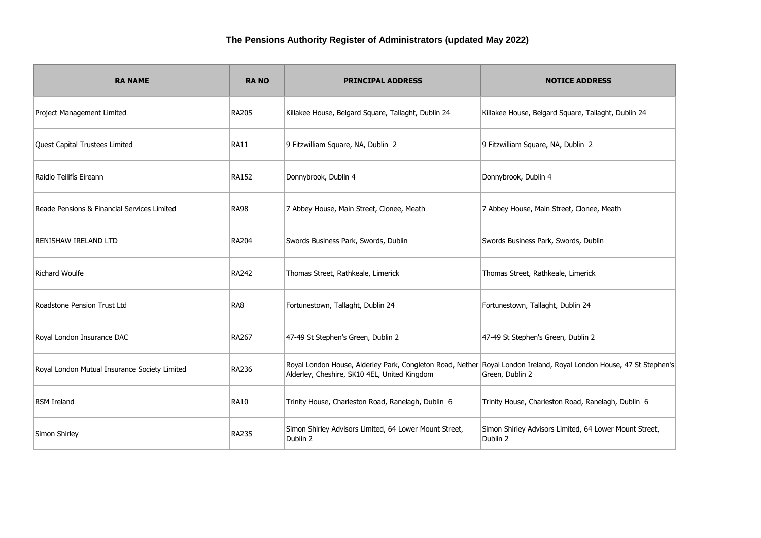**The Pensions Authority Register of Administrators (updated May 2022)**

| RA NAME | RA NO | PRINCIPAL ADDRESS | NOTICE ADDRESS |
|---|---|---|---|
| Project Management Limited | RA205 | Killakee House, Belgard Square, Tallaght, Dublin 24 | Killakee House, Belgard Square, Tallaght, Dublin 24 |
| Quest Capital Trustees Limited | RA11 | 9 Fitzwilliam Square, NA, Dublin 2 | 9 Fitzwilliam Square, NA, Dublin 2 |
| Raidio Teilifís Eireann | RA152 | Donnybrook, Dublin 4 | Donnybrook, Dublin 4 |
| Reade Pensions & Financial Services Limited | RA98 | 7 Abbey House, Main Street, Clonee, Meath | 7 Abbey House, Main Street, Clonee, Meath |
| RENISHAW IRELAND LTD | RA204 | Swords Business Park, Swords, Dublin | Swords Business Park, Swords, Dublin |
| Richard Woulfe | RA242 | Thomas Street, Rathkeale, Limerick | Thomas Street, Rathkeale, Limerick |
| Roadstone Pension Trust Ltd | RA8 | Fortunestown, Tallaght, Dublin 24 | Fortunestown, Tallaght, Dublin 24 |
| Royal London Insurance DAC | RA267 | 47-49 St Stephen's Green, Dublin 2 | 47-49 St Stephen's Green, Dublin 2 |
| Royal London Mutual Insurance Society Limited | RA236 | Royal London House, Alderley Park, Congleton Road, Nether Alderley, Cheshire, SK10 4EL, United Kingdom | Royal London Ireland, Royal London House, 47 St Stephen's Green, Dublin 2 |
| RSM Ireland | RA10 | Trinity House, Charleston Road, Ranelagh, Dublin 6 | Trinity House, Charleston Road, Ranelagh, Dublin 6 |
| Simon Shirley | RA235 | Simon Shirley Advisors Limited, 64 Lower Mount Street, Dublin 2 | Simon Shirley Advisors Limited, 64 Lower Mount Street, Dublin 2 |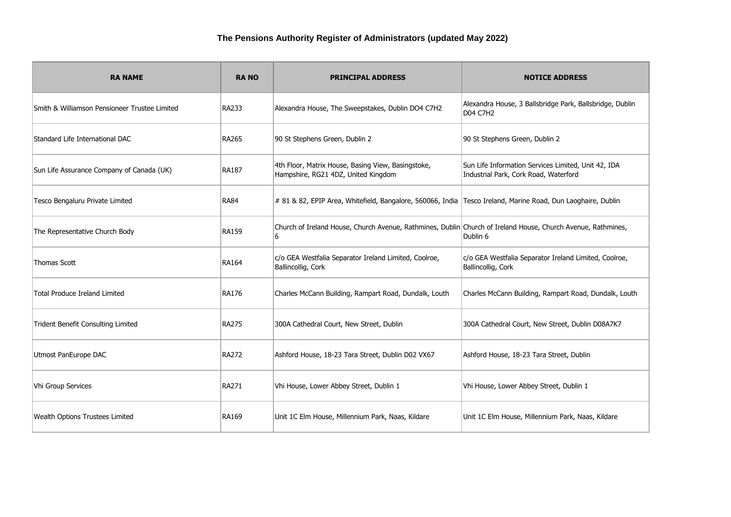# The Pensions Authority Register of Administrators (updated May 2022)

| RA NAME | RA NO | PRINCIPAL ADDRESS | NOTICE ADDRESS |
|---|---|---|---|
| Smith & Williamson Pensioneer Trustee Limited | RA233 | Alexandra House, The Sweepstakes, Dublin DO4 C7H2 | Alexandra House, 3 Ballsbridge Park, Ballsbridge, Dublin D04 C7H2 |
| Standard Life International DAC | RA265 | 90 St Stephens Green, Dublin 2 | 90 St Stephens Green, Dublin 2 |
| Sun Life Assurance Company of Canada (UK) | RA187 | 4th Floor, Matrix House, Basing View, Basingstoke, Hampshire, RG21 4DZ, United Kingdom | Sun Life Information Services Limited, Unit 42, IDA Industrial Park, Cork Road, Waterford |
| Tesco Bengaluru Private Limited | RA84 | # 81 & 82, EPIP Area, Whitefield, Bangalore, 560066, India | Tesco Ireland, Marine Road, Dun Laoghaire, Dublin |
| The Representative Church Body | RA159 | Church of Ireland House, Church Avenue, Rathmines, Dublin 6 | Church of Ireland House, Church Avenue, Rathmines, Dublin 6 |
| Thomas Scott | RA164 | c/o GEA Westfalia Separator Ireland Limited, Coolroe, Ballincollig, Cork | c/o GEA Westfalia Separator Ireland Limited, Coolroe, Ballincollig, Cork |
| Total Produce Ireland Limited | RA176 | Charles McCann Building, Rampart Road, Dundalk, Louth | Charles McCann Building, Rampart Road, Dundalk, Louth |
| Trident Benefit Consulting Limited | RA275 | 300A Cathedral Court, New Street, Dublin | 300A Cathedral Court, New Street, Dublin D08A7K7 |
| Utmost PanEurope DAC | RA272 | Ashford House, 18-23 Tara Street, Dublin D02 VX67 | Ashford House, 18-23 Tara Street, Dublin |
| Vhi Group Services | RA271 | Vhi House, Lower Abbey Street, Dublin 1 | Vhi House, Lower Abbey Street, Dublin 1 |
| Wealth Options Trustees Limited | RA169 | Unit 1C Elm House, Millennium Park, Naas, Kildare | Unit 1C Elm House, Millennium Park, Naas, Kildare |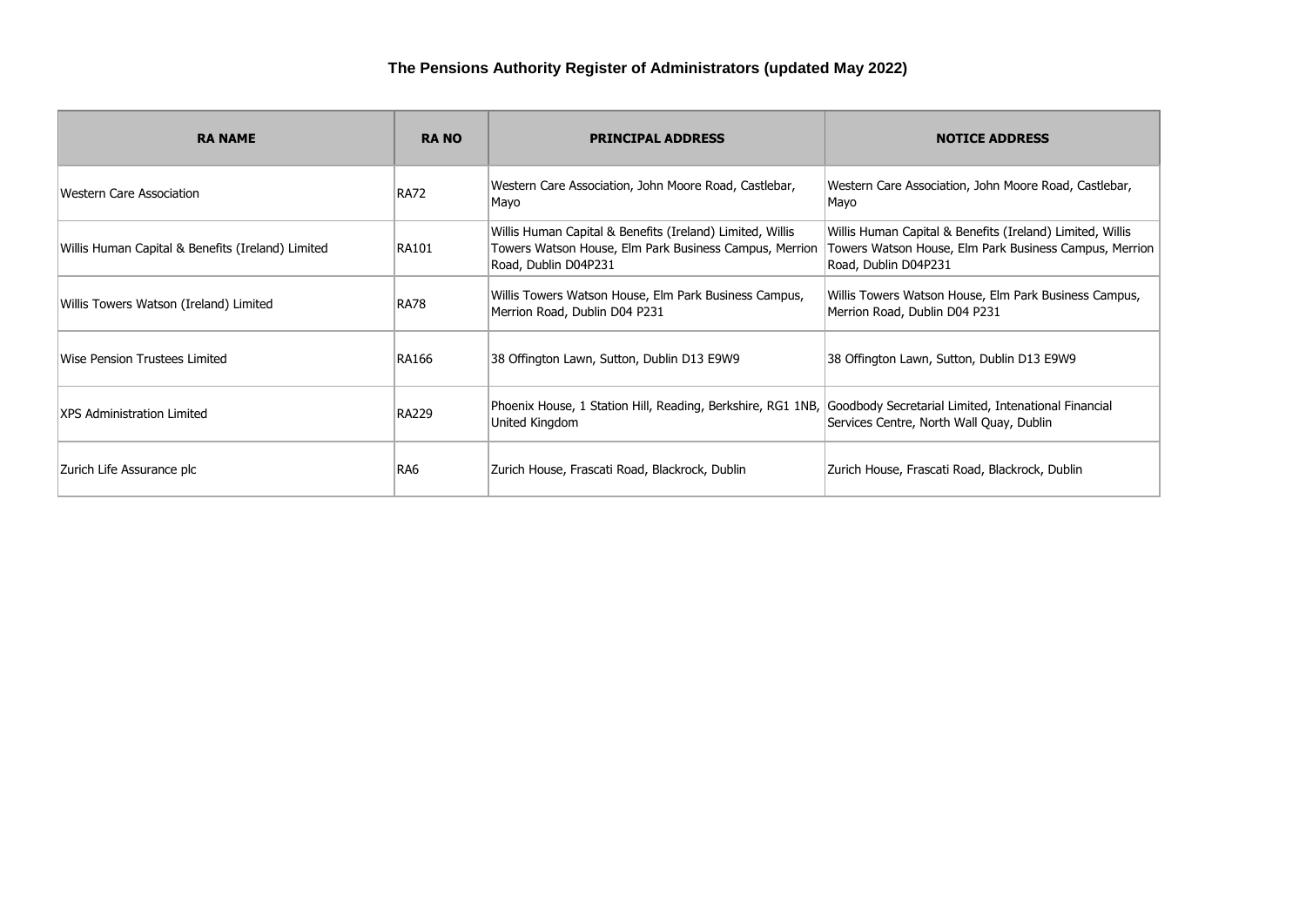### The Pensions Authority Register of Administrators (updated May 2022)

| RA NAME | RA NO | PRINCIPAL ADDRESS | NOTICE ADDRESS |
|---|---|---|---|
| Western Care Association | RA72 | Western Care Association, John Moore Road, Castlebar, Mayo | Western Care Association, John Moore Road, Castlebar, Mayo |
| Willis Human Capital & Benefits (Ireland) Limited | RA101 | Willis Human Capital & Benefits (Ireland) Limited, Willis Towers Watson House, Elm Park Business Campus, Merrion Road, Dublin D04P231 | Willis Human Capital & Benefits (Ireland) Limited, Willis Towers Watson House, Elm Park Business Campus, Merrion Road, Dublin D04P231 |
| Willis Towers Watson (Ireland) Limited | RA78 | Willis Towers Watson House, Elm Park Business Campus, Merrion Road, Dublin D04 P231 | Willis Towers Watson House, Elm Park Business Campus, Merrion Road, Dublin D04 P231 |
| Wise Pension Trustees Limited | RA166 | 38 Offington Lawn, Sutton, Dublin D13 E9W9 | 38 Offington Lawn, Sutton, Dublin D13 E9W9 |
| XPS Administration Limited | RA229 | Phoenix House, 1 Station Hill, Reading, Berkshire, RG1 1NB, United Kingdom | Goodbody Secretarial Limited, Intenational Financial Services Centre, North Wall Quay, Dublin |
| Zurich Life Assurance plc | RA6 | Zurich House, Frascati Road, Blackrock, Dublin | Zurich House, Frascati Road, Blackrock, Dublin |